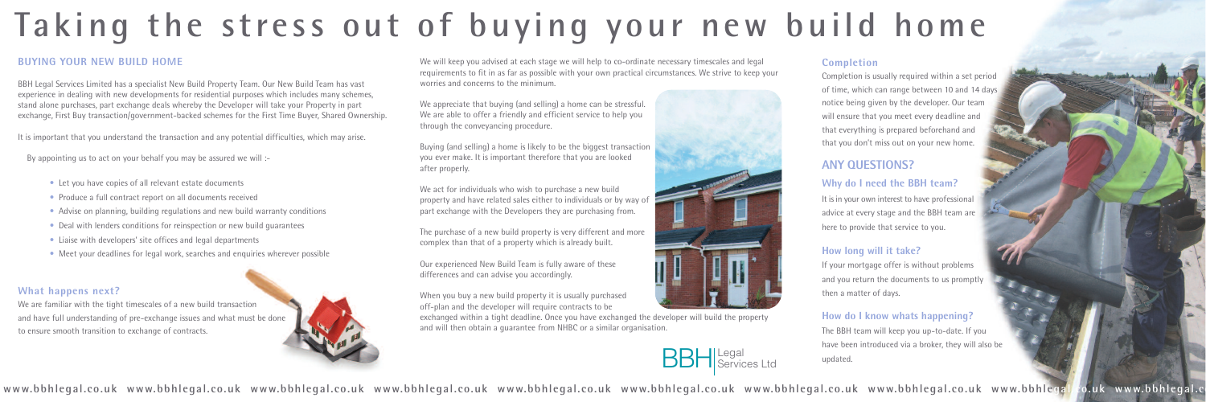# Taking the stress out of buying your new build home

## BUYING YOUR NEW BUILD HOME

BBH Legal Services Limited has a specialist New Build Property Team. Our New Build Team has vast experience in dealing with new developments for residential purposes which includes many schemes, stand alone purchases, part exchange deals whereby the Developer will take your Property in part exchange, First Buy transaction/government-backed schemes for the First Time Buyer, Shared Ownership.

It is important that you understand the transaction and any potential difficulties, which may arise.

By appointing us to act on your behalf you may be assured we will :-

- Let you have copies of all relevant estate documents
- Produce a full contract report on all documents received
- Advise on planning, building regulations and new build warranty conditions
- Deal with lenders conditions for reinspection or new build guarantees
- Liaise with developers' site offices and legal departments
- Meet your deadlines for legal work, searches and enquiries wherever possible

### What happens next?

We are familiar with the tight timescales of a new build transaction and have full understanding of pre-exchange issues and what must be done to ensure smooth transition to exchange of contracts.

We will keep you advised at each stage we will help to co-ordinate necessary timescales and legal requirements to fit in as far as possible with your own practical circumstances. We strive to keep your worries and concerns to the minimum.

We appreciate that buying (and selling) a home can be stressful. We are able to offer a friendly and efficient service to help you through the conveyancing procedure.

Buying (and selling) a home is likely to be the biggest transaction you ever make. It is important therefore that you are looked after properly.

We act for individuals who wish to purchase a new build property and have related sales either to individuals or by way of part exchange with the Developers they are purchasing from.

The purchase of a new build property is very different and more complex than that of a property which is already built.

Our experienced New Build Team is fully aware of these differences and can advise you accordingly.

When you buy a new build property it is usually purchased off-plan and the developer will require contracts to be exchanged within a tight deadline. Once you have exchanged the developer will build the property and will then obtain a guarantee from NHBC or a similar organisation.

### Completion

Completion is usually required within a set period of time, which can range between 10 and 14 days notice being given by the developer. Our team will ensure that you meet every deadline and that everything is prepared beforehand and that you don't miss out on your new home.

## ANY QUESTIONS?

### Why do I need the BBH team?

It is in your own interest to have professional advice at every stage and the BBH team are here to provide that service to you.

### How long will it take?

If your mortgage offer is without problems and you return the documents to us promptly then a matter of days.

### How do I know whats happening?

The BBH team will keep you up-to-date. If you have been introduced via a broker, they will also be updated.

BBH Legal Services Ltd

www.bbhlegal.co.uk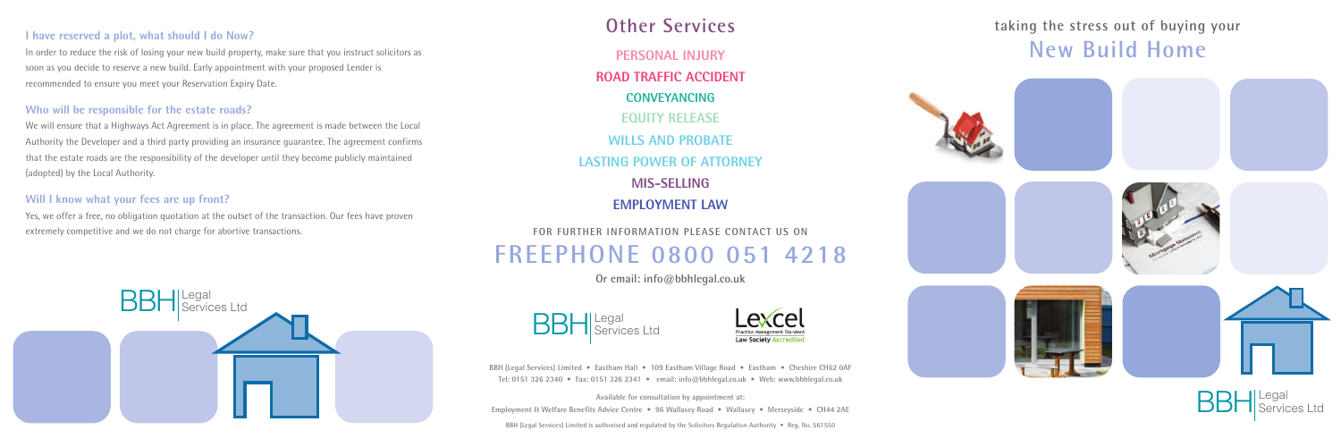### I have reserved a plot, what should I do Now?

In order to reduce the risk of losing your new build property, make sure that you instruct solicitors as soon as you decide to reserve a new build. Early appointment with your proposed Lender is recommended to ensure you meet your Reservation Expiry Date.

### Who will be responsible for the estate roads?

We will ensure that a Highways Act Agreement is in place. The agreement is made between the Local Authority the Developer and a third party providing an insurance guarantee. The agreement confirms that the estate roads are the responsibility of the developer until they become publicly maintained (adopted) by the Local Authority.

### Will I know what your fees are up front?

Yes, we offer a free, no obligation quotation at the outset of the transaction. Our fees have proven extremely competitive and we do not charge for abortive transactions.

BBH Legal Services Ltd

## Other Services

**PERSONAL INJURY**

**ROAD TRAFFIC ACCIDENT**

**CONVEYANCING**

**EQUITY RELEASE**

**WILLS AND PROBATE**

**LASTING POWER OF ATTORNEY**

**MIS-SELLING**

**EMPLOYMENT LAW**

FOR FURTHER INFORMATION PLEASE CONTACT US ON

## FREEPHONE 0800 051 4218

Or email: info@bbhlegal.co.uk

BBH Legal Services Ltd

Lexcel Practice Management Standard Law Society Accredited

BBH (Legal Services) Limited • Eastham Hall • 109 Eastham Village Road • Eastham • Cheshire CH62 0AF
Tel: 0151 326 2340 • Fax: 0151 326 2341 • email: info@bbhlegal.co.uk • Web: www.bbhlegal.co.uk

Available for consultation by appointment at:
Employment & Welfare Benefits Advice Centre • 96 Wallasey Road • Wallasey • Merseyside • CH44 2AE

BBH (Legal Services) Limited is authorised and regulated by the Solicitors Regulation Authority • Reg. No. 561550

## taking the stress out of buying your New Build Home

BBH Legal Services Ltd